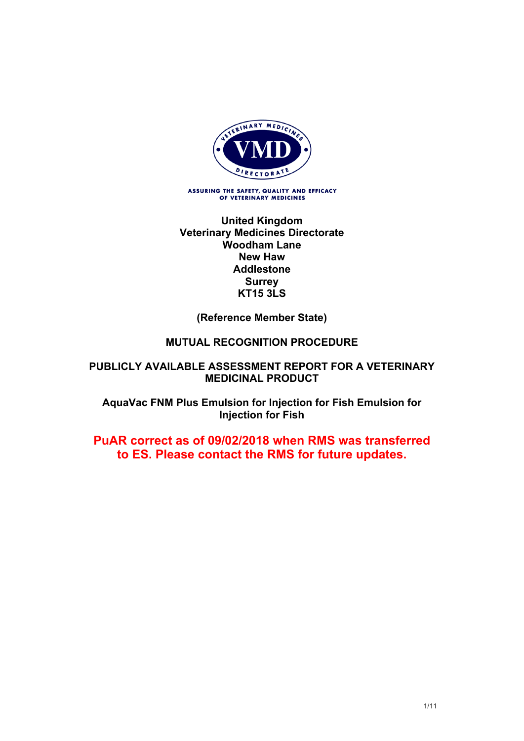ASSURING THE SAFETY, QUALITY AND EFFICACY OF VETERINARY MEDICINES

**United Kingdom**
**Veterinary Medicines Directorate**
**Woodham Lane**
**New Haw**
**Addlestone**
**Surrey**
**KT15 3LS**

**(Reference Member State)**

**MUTUAL RECOGNITION PROCEDURE**

**PUBLICLY AVAILABLE ASSESSMENT REPORT FOR A VETERINARY MEDICINAL PRODUCT**

**AquaVac FNM Plus Emulsion for Injection for Fish Emulsion for Injection for Fish**

**PuAR correct as of 09/02/2018 when RMS was transferred to ES. Please contact the RMS for future updates.**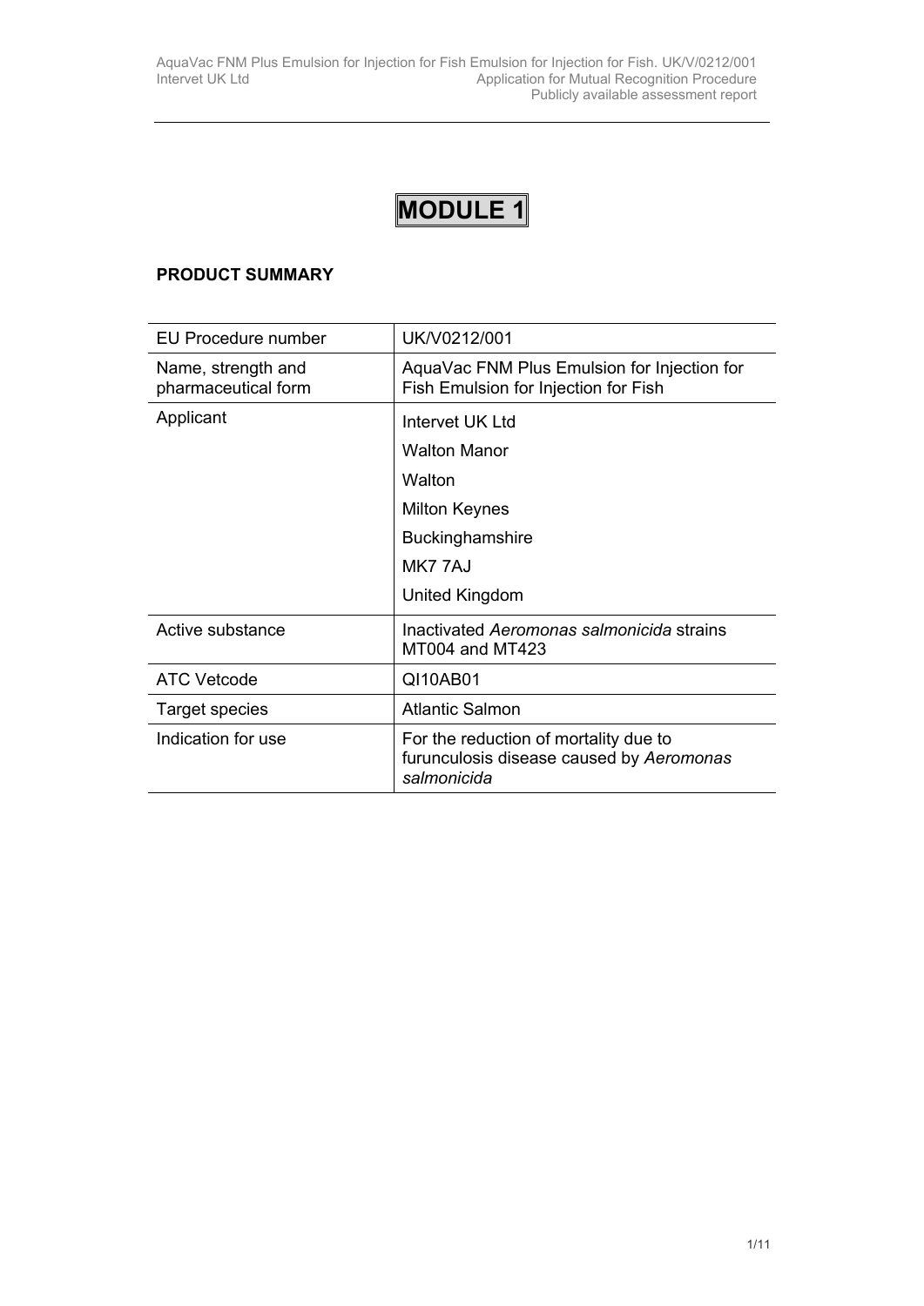# MODULE 1

**PRODUCT SUMMARY**

| | |
|---|---|
| EU Procedure number | UK/V0212/001 |
| Name, strength and pharmaceutical form | AquaVac FNM Plus Emulsion for Injection for Fish Emulsion for Injection for Fish |
| Applicant | Intervet UK Ltd<br>Walton Manor<br>Walton<br>Milton Keynes<br>Buckinghamshire<br>MK7 7AJ<br>United Kingdom |
| Active substance | Inactivated *Aeromonas salmonicida* strains MT004 and MT423 |
| ATC Vetcode | QI10AB01 |
| Target species | Atlantic Salmon |
| Indication for use | For the reduction of mortality due to furunculosis disease caused by *Aeromonas salmonicida* |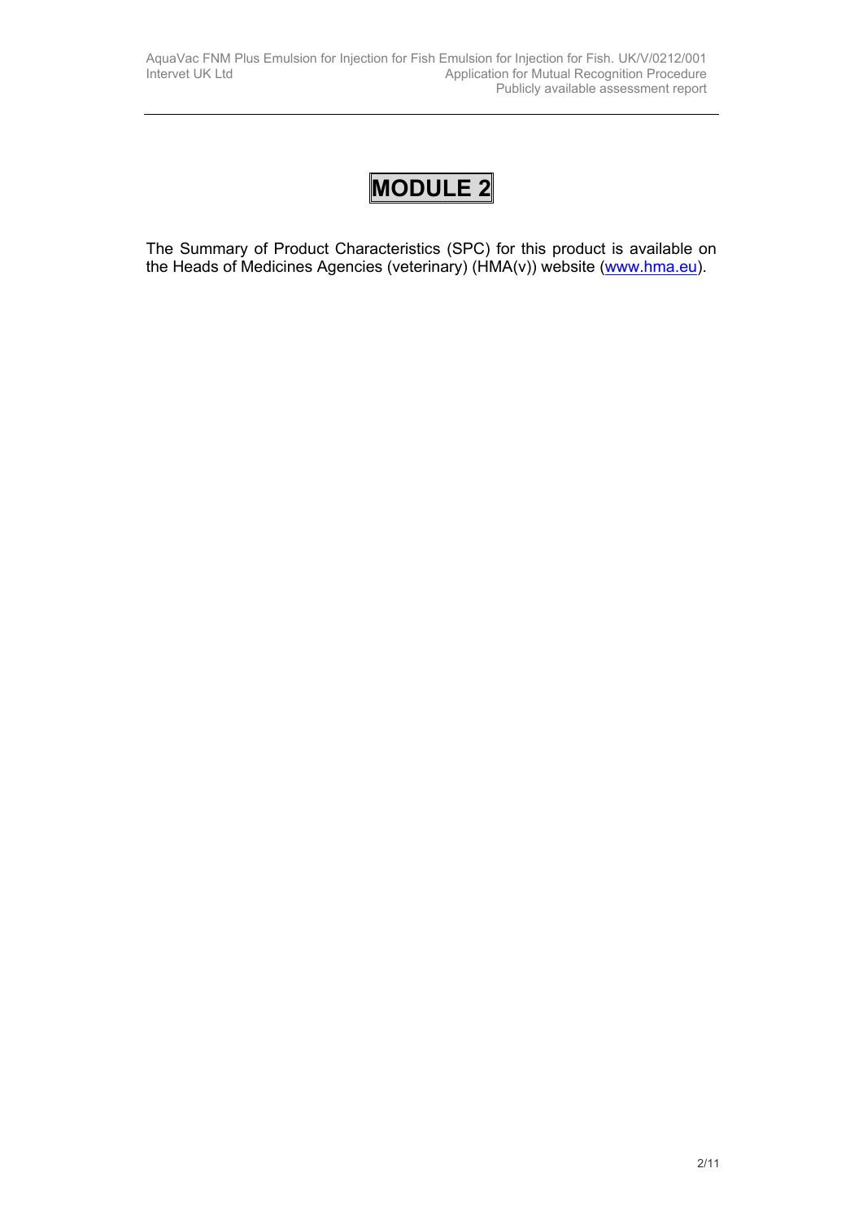# MODULE 2

The Summary of Product Characteristics (SPC) for this product is available on the Heads of Medicines Agencies (veterinary) (HMA(v)) website (www.hma.eu).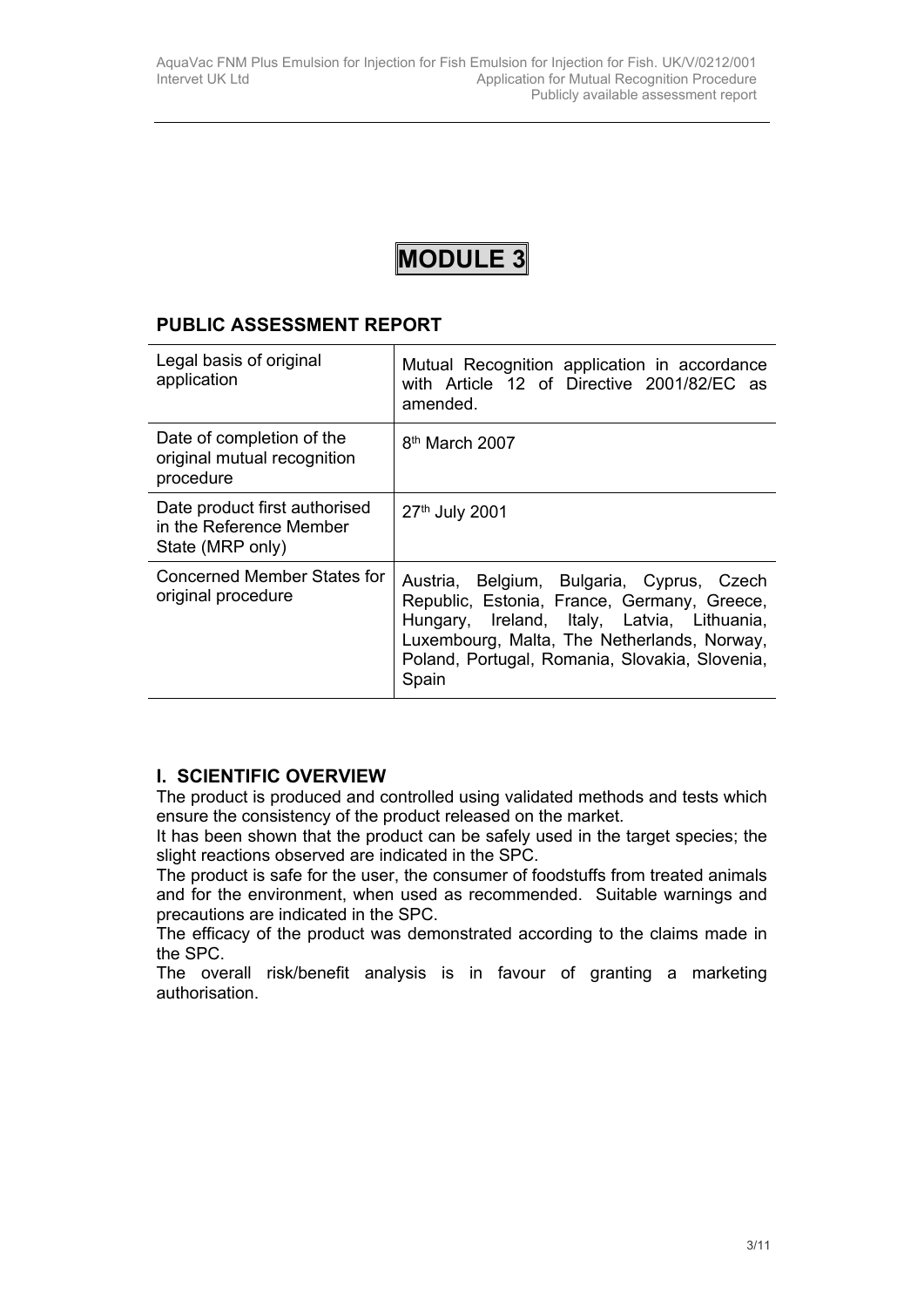# MODULE 3

## PUBLIC ASSESSMENT REPORT

| | |
|---|---|
| Legal basis of original application | Mutual Recognition application in accordance with Article 12 of Directive 2001/82/EC as amended. |
| Date of completion of the original mutual recognition procedure | 8th March 2007 |
| Date product first authorised in the Reference Member State (MRP only) | 27th July 2001 |
| Concerned Member States for original procedure | Austria, Belgium, Bulgaria, Cyprus, Czech Republic, Estonia, France, Germany, Greece, Hungary, Ireland, Italy, Latvia, Lithuania, Luxembourg, Malta, The Netherlands, Norway, Poland, Portugal, Romania, Slovakia, Slovenia, Spain |

## I. SCIENTIFIC OVERVIEW

The product is produced and controlled using validated methods and tests which ensure the consistency of the product released on the market.

It has been shown that the product can be safely used in the target species; the slight reactions observed are indicated in the SPC.

The product is safe for the user, the consumer of foodstuffs from treated animals and for the environment, when used as recommended. Suitable warnings and precautions are indicated in the SPC.

The efficacy of the product was demonstrated according to the claims made in the SPC.

The overall risk/benefit analysis is in favour of granting a marketing authorisation.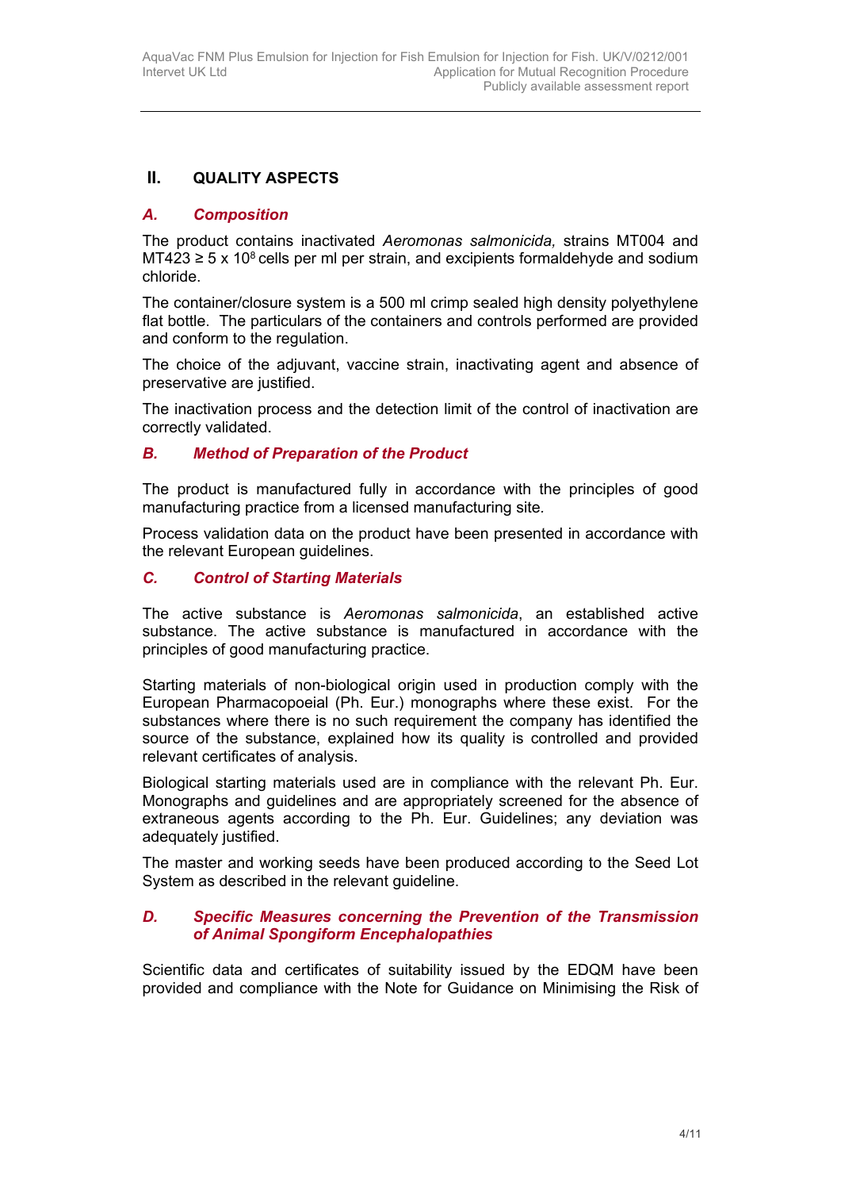## II. QUALITY ASPECTS

### *A. Composition*

The product contains inactivated *Aeromonas salmonicida,* strains MT004 and MT423 ≥ 5 x $10^8$ cells per ml per strain, and excipients formaldehyde and sodium chloride.

The container/closure system is a 500 ml crimp sealed high density polyethylene flat bottle. The particulars of the containers and controls performed are provided and conform to the regulation.

The choice of the adjuvant, vaccine strain, inactivating agent and absence of preservative are justified.

The inactivation process and the detection limit of the control of inactivation are correctly validated.

### *B. Method of Preparation of the Product*

The product is manufactured fully in accordance with the principles of good manufacturing practice from a licensed manufacturing site.

Process validation data on the product have been presented in accordance with the relevant European guidelines.

### *C. Control of Starting Materials*

The active substance is *Aeromonas salmonicida*, an established active substance. The active substance is manufactured in accordance with the principles of good manufacturing practice.

Starting materials of non-biological origin used in production comply with the European Pharmacopoeial (Ph. Eur.) monographs where these exist. For the substances where there is no such requirement the company has identified the source of the substance, explained how its quality is controlled and provided relevant certificates of analysis.

Biological starting materials used are in compliance with the relevant Ph. Eur. Monographs and guidelines and are appropriately screened for the absence of extraneous agents according to the Ph. Eur. Guidelines; any deviation was adequately justified.

The master and working seeds have been produced according to the Seed Lot System as described in the relevant guideline.

### *D. Specific Measures concerning the Prevention of the Transmission of Animal Spongiform Encephalopathies*

Scientific data and certificates of suitability issued by the EDQM have been provided and compliance with the Note for Guidance on Minimising the Risk of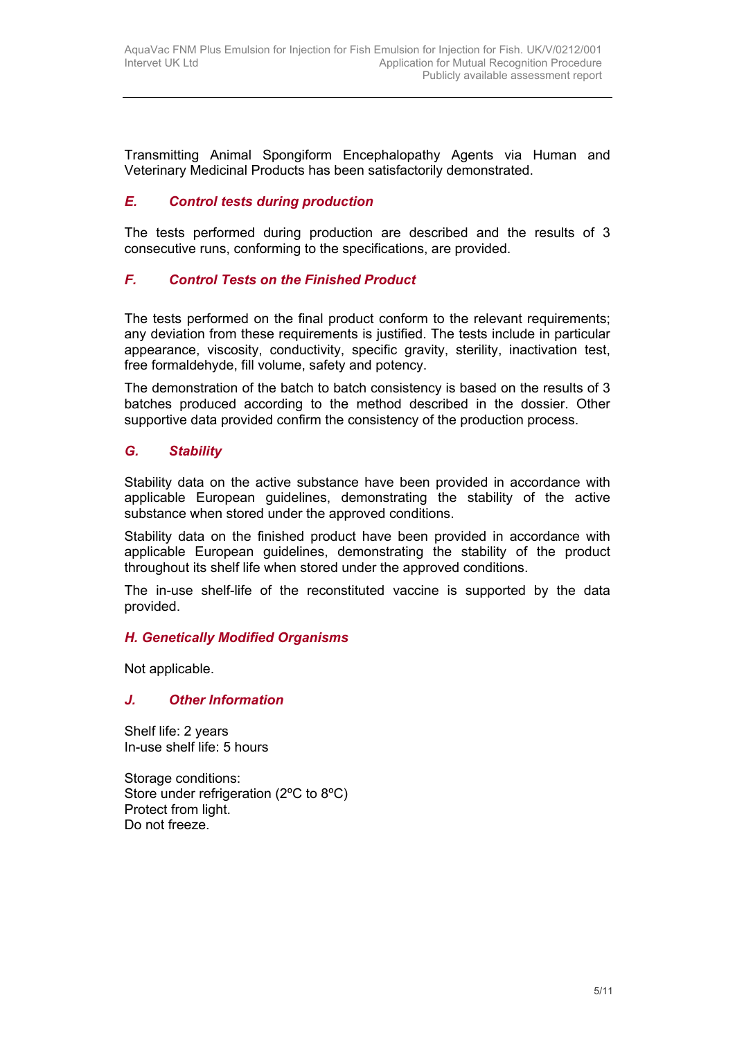Transmitting Animal Spongiform Encephalopathy Agents via Human and Veterinary Medicinal Products has been satisfactorily demonstrated.

### *E. Control tests during production*

The tests performed during production are described and the results of 3 consecutive runs, conforming to the specifications, are provided.

### *F. Control Tests on the Finished Product*

The tests performed on the final product conform to the relevant requirements; any deviation from these requirements is justified. The tests include in particular appearance, viscosity, conductivity, specific gravity, sterility, inactivation test, free formaldehyde, fill volume, safety and potency.

The demonstration of the batch to batch consistency is based on the results of 3 batches produced according to the method described in the dossier. Other supportive data provided confirm the consistency of the production process.

### *G. Stability*

Stability data on the active substance have been provided in accordance with applicable European guidelines, demonstrating the stability of the active substance when stored under the approved conditions.

Stability data on the finished product have been provided in accordance with applicable European guidelines, demonstrating the stability of the product throughout its shelf life when stored under the approved conditions.

The in-use shelf-life of the reconstituted vaccine is supported by the data provided.

### *H. Genetically Modified Organisms*

Not applicable.

### *J. Other Information*

Shelf life: 2 years
In-use shelf life: 5 hours

Storage conditions:
Store under refrigeration (2ºC to 8ºC)
Protect from light.
Do not freeze.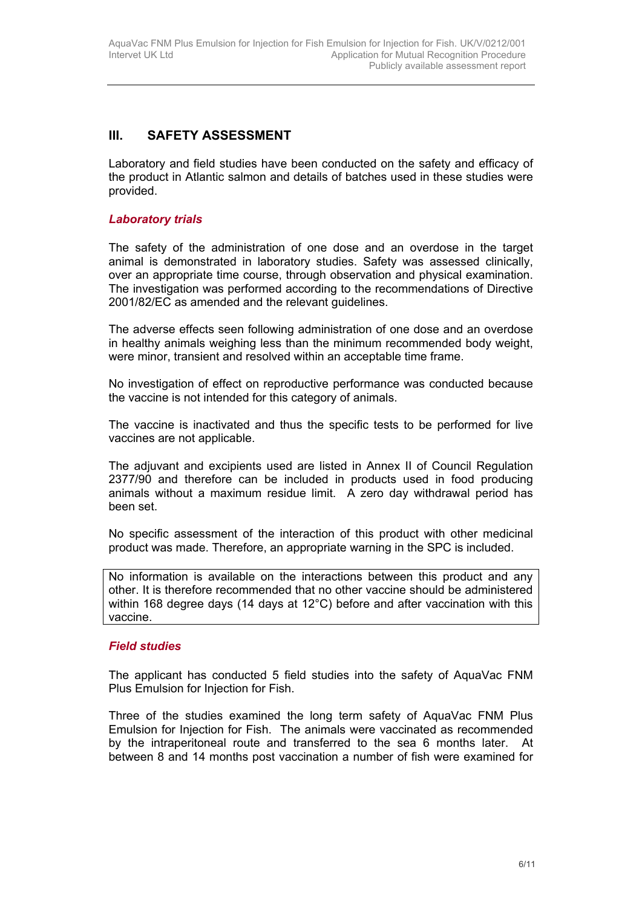## III. SAFETY ASSESSMENT

Laboratory and field studies have been conducted on the safety and efficacy of the product in Atlantic salmon and details of batches used in these studies were provided.

### *Laboratory trials*

The safety of the administration of one dose and an overdose in the target animal is demonstrated in laboratory studies. Safety was assessed clinically, over an appropriate time course, through observation and physical examination. The investigation was performed according to the recommendations of Directive 2001/82/EC as amended and the relevant guidelines.

The adverse effects seen following administration of one dose and an overdose in healthy animals weighing less than the minimum recommended body weight, were minor, transient and resolved within an acceptable time frame.

No investigation of effect on reproductive performance was conducted because the vaccine is not intended for this category of animals.

The vaccine is inactivated and thus the specific tests to be performed for live vaccines are not applicable.

The adjuvant and excipients used are listed in Annex II of Council Regulation 2377/90 and therefore can be included in products used in food producing animals without a maximum residue limit. A zero day withdrawal period has been set.

No specific assessment of the interaction of this product with other medicinal product was made. Therefore, an appropriate warning in the SPC is included.

> No information is available on the interactions between this product and any other. It is therefore recommended that no other vaccine should be administered within 168 degree days (14 days at 12°C) before and after vaccination with this vaccine.

### *Field studies*

The applicant has conducted 5 field studies into the safety of AquaVac FNM Plus Emulsion for Injection for Fish.

Three of the studies examined the long term safety of AquaVac FNM Plus Emulsion for Injection for Fish. The animals were vaccinated as recommended by the intraperitoneal route and transferred to the sea 6 months later. At between 8 and 14 months post vaccination a number of fish were examined for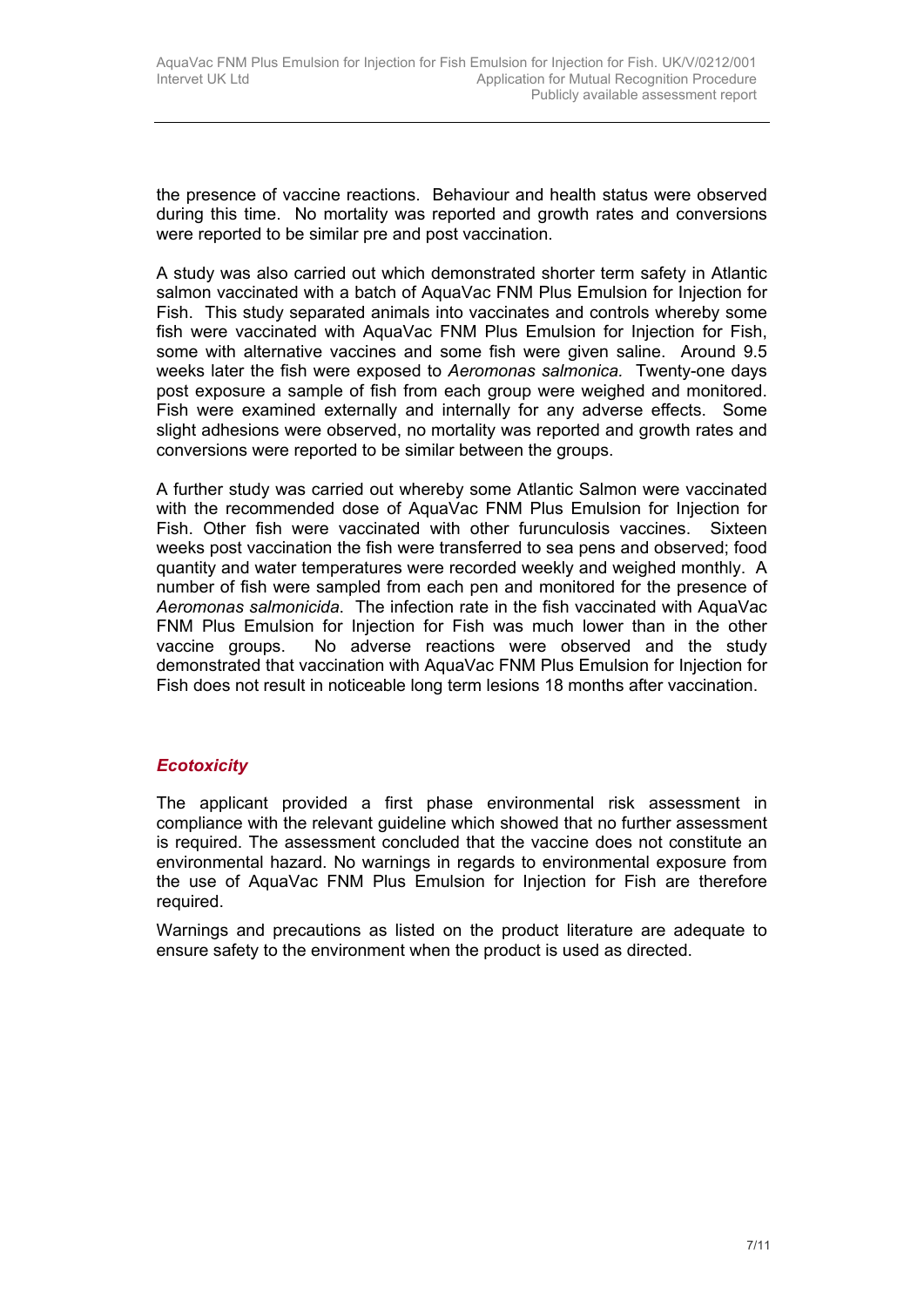the presence of vaccine reactions. Behaviour and health status were observed during this time. No mortality was reported and growth rates and conversions were reported to be similar pre and post vaccination.

A study was also carried out which demonstrated shorter term safety in Atlantic salmon vaccinated with a batch of AquaVac FNM Plus Emulsion for Injection for Fish. This study separated animals into vaccinates and controls whereby some fish were vaccinated with AquaVac FNM Plus Emulsion for Injection for Fish, some with alternative vaccines and some fish were given saline. Around 9.5 weeks later the fish were exposed to *Aeromonas salmonica.* Twenty-one days post exposure a sample of fish from each group were weighed and monitored. Fish were examined externally and internally for any adverse effects. Some slight adhesions were observed, no mortality was reported and growth rates and conversions were reported to be similar between the groups.

A further study was carried out whereby some Atlantic Salmon were vaccinated with the recommended dose of AquaVac FNM Plus Emulsion for Injection for Fish. Other fish were vaccinated with other furunculosis vaccines. Sixteen weeks post vaccination the fish were transferred to sea pens and observed; food quantity and water temperatures were recorded weekly and weighed monthly. A number of fish were sampled from each pen and monitored for the presence of *Aeromonas salmonicida*. The infection rate in the fish vaccinated with AquaVac FNM Plus Emulsion for Injection for Fish was much lower than in the other vaccine groups. No adverse reactions were observed and the study demonstrated that vaccination with AquaVac FNM Plus Emulsion for Injection for Fish does not result in noticeable long term lesions 18 months after vaccination.

### *Ecotoxicity*

The applicant provided a first phase environmental risk assessment in compliance with the relevant guideline which showed that no further assessment is required. The assessment concluded that the vaccine does not constitute an environmental hazard. No warnings in regards to environmental exposure from the use of AquaVac FNM Plus Emulsion for Injection for Fish are therefore required.

Warnings and precautions as listed on the product literature are adequate to ensure safety to the environment when the product is used as directed.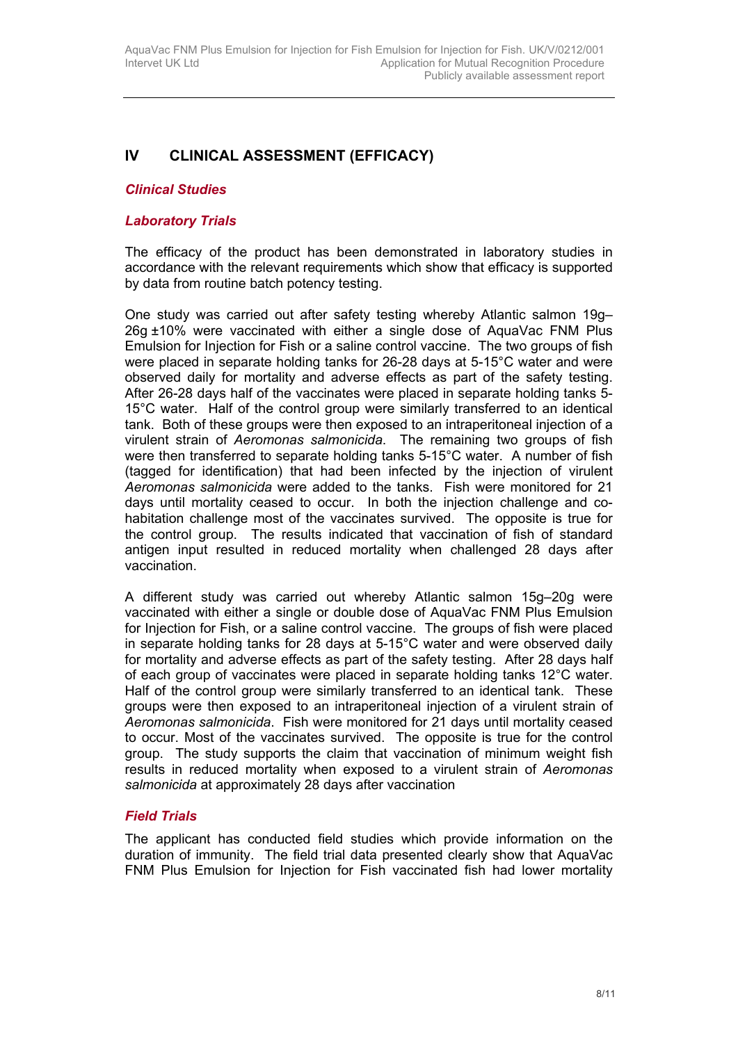## IV CLINICAL ASSESSMENT (EFFICACY)

### *Clinical Studies*

### *Laboratory Trials*

The efficacy of the product has been demonstrated in laboratory studies in accordance with the relevant requirements which show that efficacy is supported by data from routine batch potency testing.

One study was carried out after safety testing whereby Atlantic salmon 19g–26g ±10% were vaccinated with either a single dose of AquaVac FNM Plus Emulsion for Injection for Fish or a saline control vaccine. The two groups of fish were placed in separate holding tanks for 26-28 days at 5-15°C water and were observed daily for mortality and adverse effects as part of the safety testing. After 26-28 days half of the vaccinates were placed in separate holding tanks 5-15°C water. Half of the control group were similarly transferred to an identical tank. Both of these groups were then exposed to an intraperitoneal injection of a virulent strain of *Aeromonas salmonicida*. The remaining two groups of fish were then transferred to separate holding tanks 5-15°C water. A number of fish (tagged for identification) that had been infected by the injection of virulent *Aeromonas salmonicida* were added to the tanks. Fish were monitored for 21 days until mortality ceased to occur. In both the injection challenge and co-habitation challenge most of the vaccinates survived. The opposite is true for the control group. The results indicated that vaccination of fish of standard antigen input resulted in reduced mortality when challenged 28 days after vaccination.

A different study was carried out whereby Atlantic salmon 15g–20g were vaccinated with either a single or double dose of AquaVac FNM Plus Emulsion for Injection for Fish, or a saline control vaccine. The groups of fish were placed in separate holding tanks for 28 days at 5-15°C water and were observed daily for mortality and adverse effects as part of the safety testing. After 28 days half of each group of vaccinates were placed in separate holding tanks 12°C water. Half of the control group were similarly transferred to an identical tank. These groups were then exposed to an intraperitoneal injection of a virulent strain of *Aeromonas salmonicida*. Fish were monitored for 21 days until mortality ceased to occur. Most of the vaccinates survived. The opposite is true for the control group. The study supports the claim that vaccination of minimum weight fish results in reduced mortality when exposed to a virulent strain of *Aeromonas salmonicida* at approximately 28 days after vaccination

### *Field Trials*

The applicant has conducted field studies which provide information on the duration of immunity. The field trial data presented clearly show that AquaVac FNM Plus Emulsion for Injection for Fish vaccinated fish had lower mortality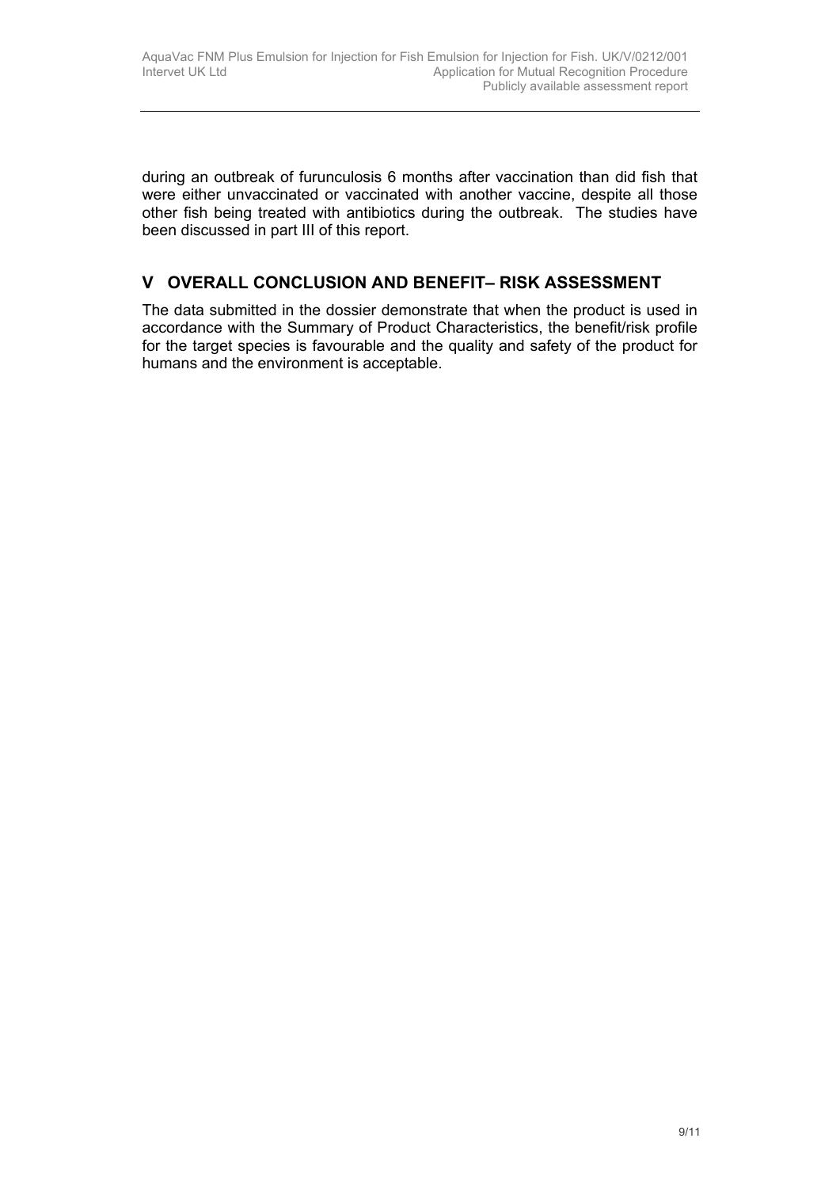during an outbreak of furunculosis 6 months after vaccination than did fish that were either unvaccinated or vaccinated with another vaccine, despite all those other fish being treated with antibiotics during the outbreak. The studies have been discussed in part III of this report.

## V OVERALL CONCLUSION AND BENEFIT– RISK ASSESSMENT

The data submitted in the dossier demonstrate that when the product is used in accordance with the Summary of Product Characteristics, the benefit/risk profile for the target species is favourable and the quality and safety of the product for humans and the environment is acceptable.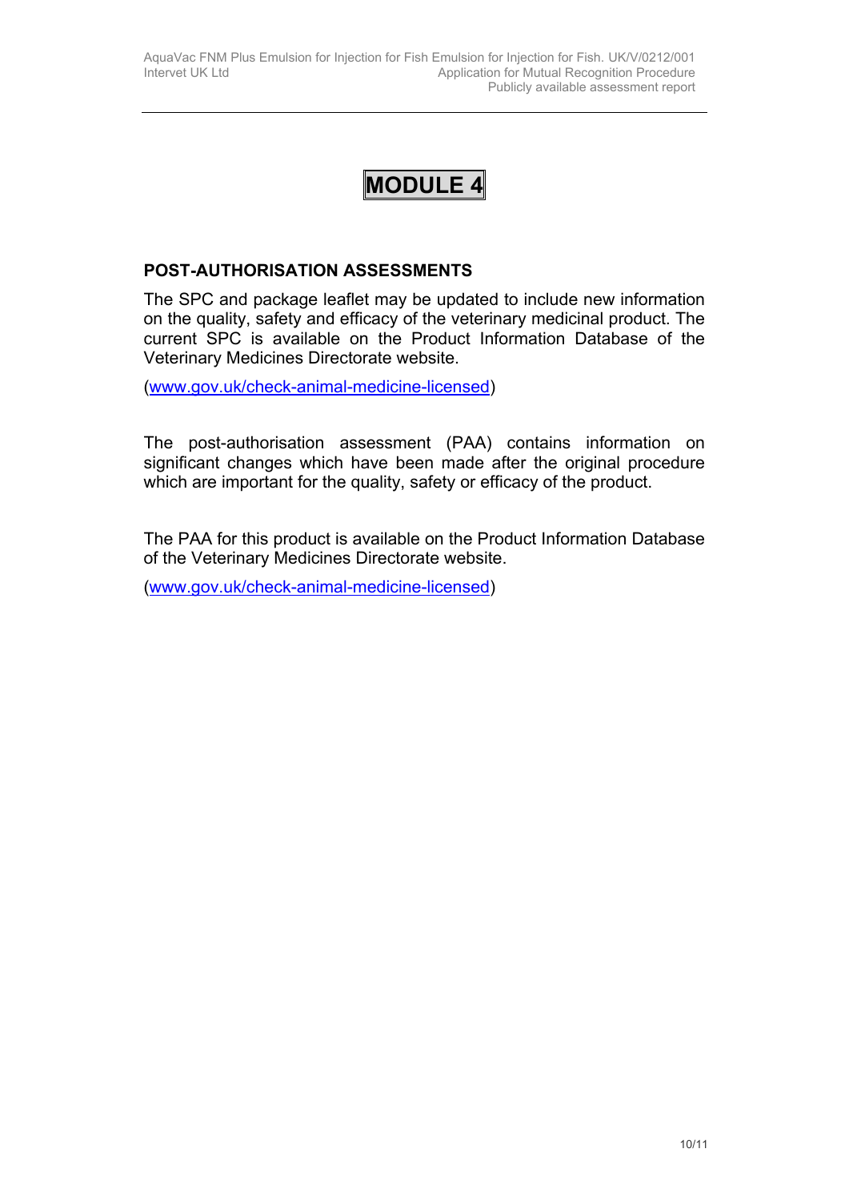# MODULE 4

## POST-AUTHORISATION ASSESSMENTS

The SPC and package leaflet may be updated to include new information on the quality, safety and efficacy of the veterinary medicinal product. The current SPC is available on the Product Information Database of the Veterinary Medicines Directorate website.

(www.gov.uk/check-animal-medicine-licensed)

The post-authorisation assessment (PAA) contains information on significant changes which have been made after the original procedure which are important for the quality, safety or efficacy of the product.

The PAA for this product is available on the Product Information Database of the Veterinary Medicines Directorate website.

(www.gov.uk/check-animal-medicine-licensed)